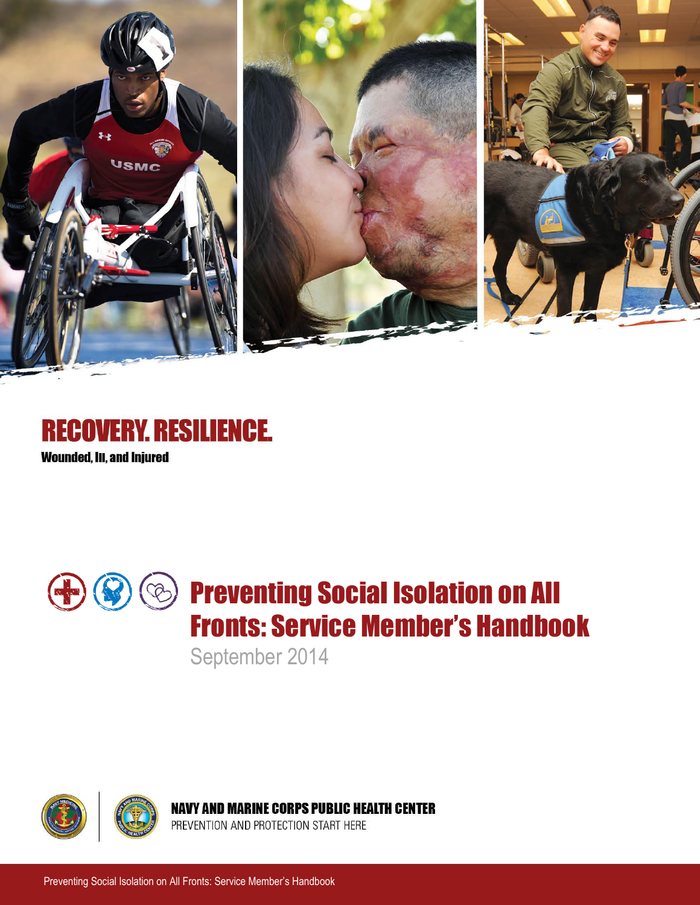# RECOVERY. RESILIENCE.

**Wounded, Ill, and Injured**

# Preventing Social Isolation on All Fronts: Service Member's Handbook

September 2014

**NAVY AND MARINE CORPS PUBLIC HEALTH CENTER**

PREVENTION AND PROTECTION START HERE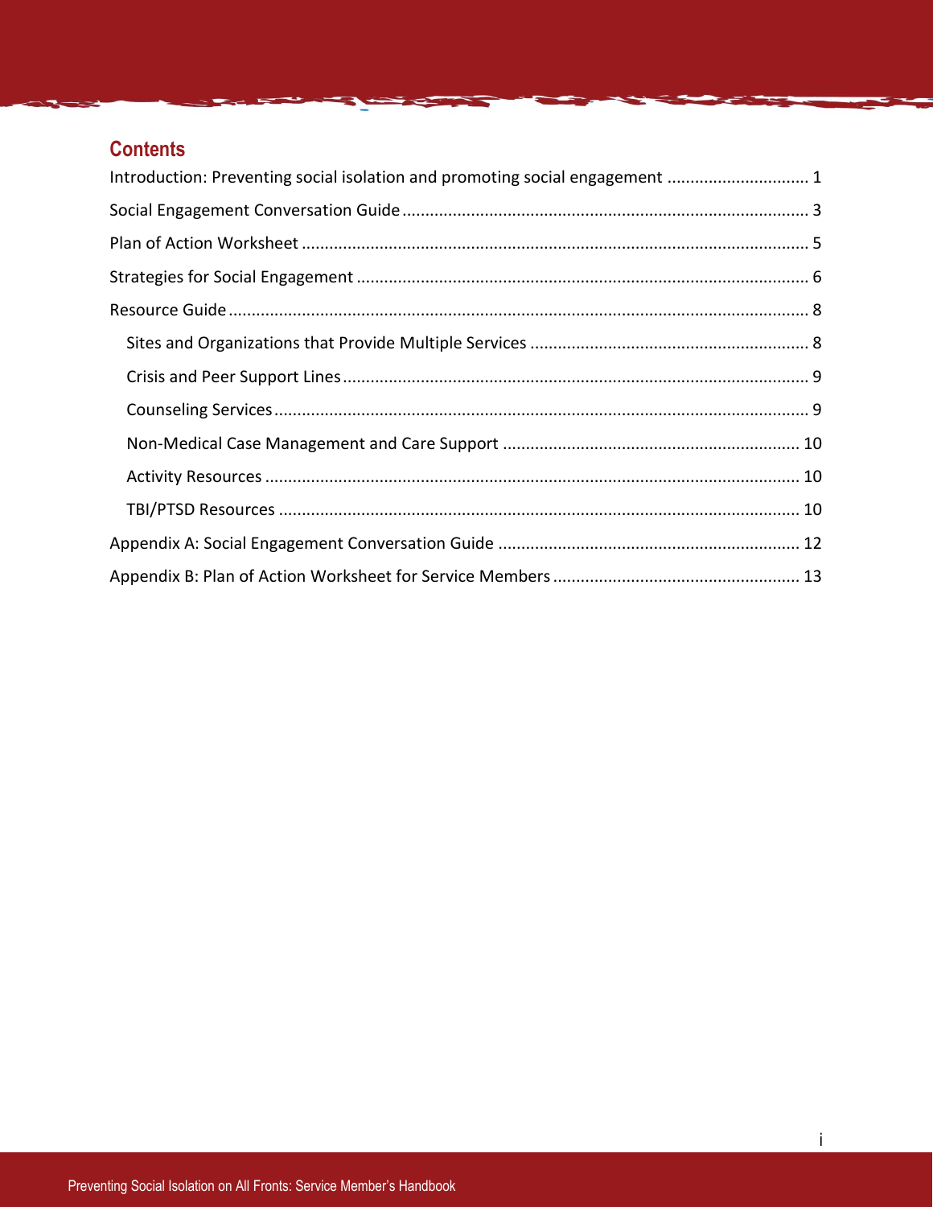## Contents

- Introduction: Preventing social isolation and promoting social engagement ... 1
- Social Engagement Conversation Guide ... 3
- Plan of Action Worksheet ... 5
- Strategies for Social Engagement ... 6
- Resource Guide ... 8
  - Sites and Organizations that Provide Multiple Services ... 8
  - Crisis and Peer Support Lines ... 9
  - Counseling Services ... 9
  - Non-Medical Case Management and Care Support ... 10
  - Activity Resources ... 10
  - TBI/PTSD Resources ... 10
- Appendix A: Social Engagement Conversation Guide ... 12
- Appendix B: Plan of Action Worksheet for Service Members ... 13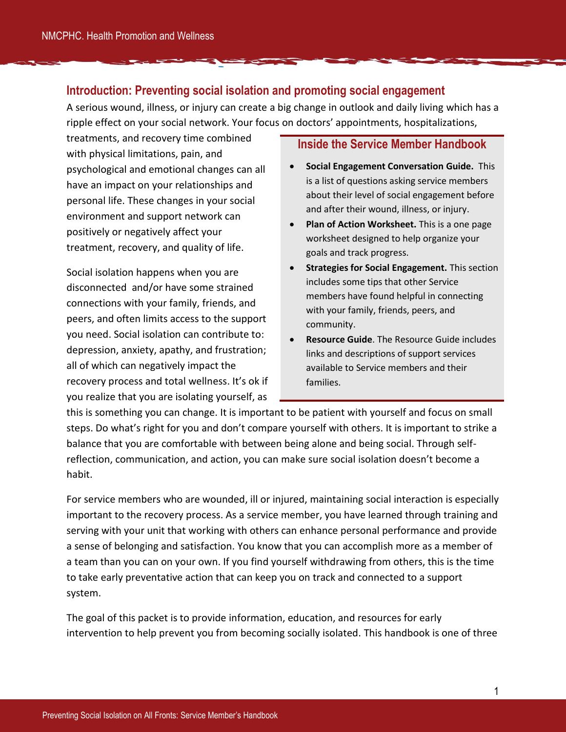## Introduction: Preventing social isolation and promoting social engagement

A serious wound, illness, or injury can create a big change in outlook and daily living which has a ripple effect on your social network. Your focus on doctors' appointments, hospitalizations, treatments, and recovery time combined with physical limitations, pain, and psychological and emotional changes can all have an impact on your relationships and personal life. These changes in your social environment and support network can positively or negatively affect your treatment, recovery, and quality of life.

Social isolation happens when you are disconnected and/or have some strained connections with your family, friends, and peers, and often limits access to the support you need. Social isolation can contribute to: depression, anxiety, apathy, and frustration; all of which can negatively impact the recovery process and total wellness. It's ok if you realize that you are isolating yourself, as this is something you can change. It is important to be patient with yourself and focus on small steps. Do what's right for you and don't compare yourself with others. It is important to strike a balance that you are comfortable with between being alone and being social. Through self-reflection, communication, and action, you can make sure social isolation doesn't become a habit.

### Inside the Service Member Handbook

- **Social Engagement Conversation Guide.** This is a list of questions asking service members about their level of social engagement before and after their wound, illness, or injury.
- **Plan of Action Worksheet.** This is a one page worksheet designed to help organize your goals and track progress.
- **Strategies for Social Engagement.** This section includes some tips that other Service members have found helpful in connecting with your family, friends, peers, and community.
- **Resource Guide**. The Resource Guide includes links and descriptions of support services available to Service members and their families.

For service members who are wounded, ill or injured, maintaining social interaction is especially important to the recovery process. As a service member, you have learned through training and serving with your unit that working with others can enhance personal performance and provide a sense of belonging and satisfaction. You know that you can accomplish more as a member of a team than you can on your own. If you find yourself withdrawing from others, this is the time to take early preventative action that can keep you on track and connected to a support system.

The goal of this packet is to provide information, education, and resources for early intervention to help prevent you from becoming socially isolated. This handbook is one of three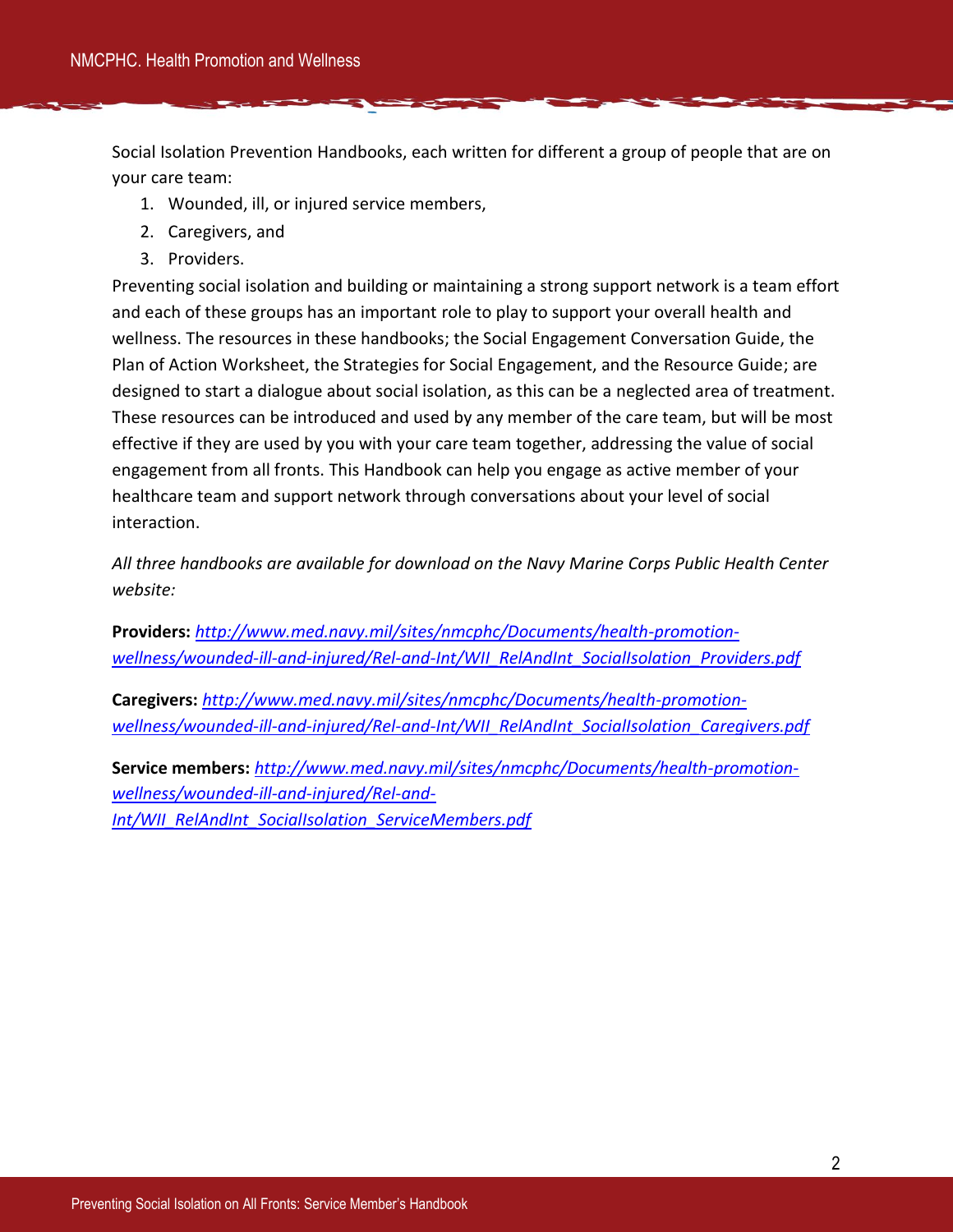Social Isolation Prevention Handbooks, each written for different a group of people that are on your care team:

1. Wounded, ill, or injured service members,
2. Caregivers, and
3. Providers.

Preventing social isolation and building or maintaining a strong support network is a team effort and each of these groups has an important role to play to support your overall health and wellness. The resources in these handbooks; the Social Engagement Conversation Guide, the Plan of Action Worksheet, the Strategies for Social Engagement, and the Resource Guide; are designed to start a dialogue about social isolation, as this can be a neglected area of treatment. These resources can be introduced and used by any member of the care team, but will be most effective if they are used by you with your care team together, addressing the value of social engagement from all fronts. This Handbook can help you engage as active member of your healthcare team and support network through conversations about your level of social interaction.

*All three handbooks are available for download on the Navy Marine Corps Public Health Center website:*

**Providers:** *http://www.med.navy.mil/sites/nmcphc/Documents/health-promotion-wellness/wounded-ill-and-injured/Rel-and-Int/WII_RelAndInt_SocialIsolation_Providers.pdf*

**Caregivers:** *http://www.med.navy.mil/sites/nmcphc/Documents/health-promotion-wellness/wounded-ill-and-injured/Rel-and-Int/WII_RelAndInt_SocialIsolation_Caregivers.pdf*

**Service members:** *http://www.med.navy.mil/sites/nmcphc/Documents/health-promotion-wellness/wounded-ill-and-injured/Rel-and-Int/WII_RelAndInt_SocialIsolation_ServiceMembers.pdf*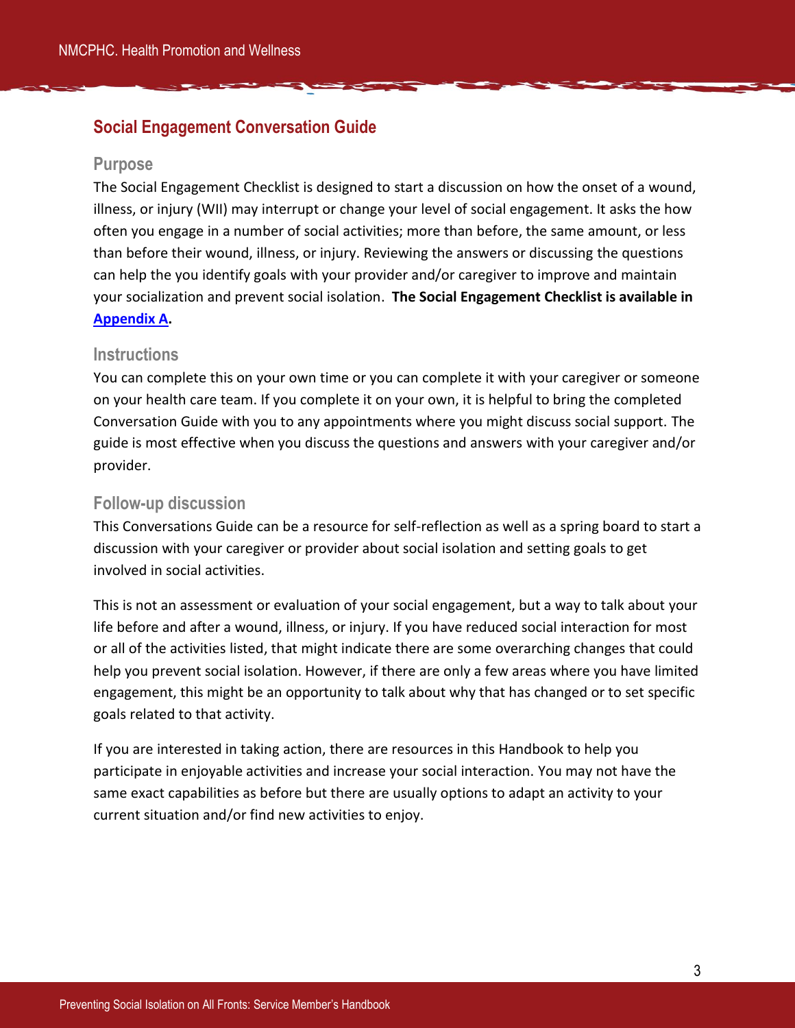## Social Engagement Conversation Guide

### Purpose

The Social Engagement Checklist is designed to start a discussion on how the onset of a wound, illness, or injury (WII) may interrupt or change your level of social engagement. It asks the how often you engage in a number of social activities; more than before, the same amount, or less than before their wound, illness, or injury. Reviewing the answers or discussing the questions can help the you identify goals with your provider and/or caregiver to improve and maintain your socialization and prevent social isolation. **The Social Engagement Checklist is available in Appendix A.**

### Instructions

You can complete this on your own time or you can complete it with your caregiver or someone on your health care team. If you complete it on your own, it is helpful to bring the completed Conversation Guide with you to any appointments where you might discuss social support. The guide is most effective when you discuss the questions and answers with your caregiver and/or provider.

### Follow-up discussion

This Conversations Guide can be a resource for self-reflection as well as a spring board to start a discussion with your caregiver or provider about social isolation and setting goals to get involved in social activities.

This is not an assessment or evaluation of your social engagement, but a way to talk about your life before and after a wound, illness, or injury. If you have reduced social interaction for most or all of the activities listed, that might indicate there are some overarching changes that could help you prevent social isolation. However, if there are only a few areas where you have limited engagement, this might be an opportunity to talk about why that has changed or to set specific goals related to that activity.

If you are interested in taking action, there are resources in this Handbook to help you participate in enjoyable activities and increase your social interaction. You may not have the same exact capabilities as before but there are usually options to adapt an activity to your current situation and/or find new activities to enjoy.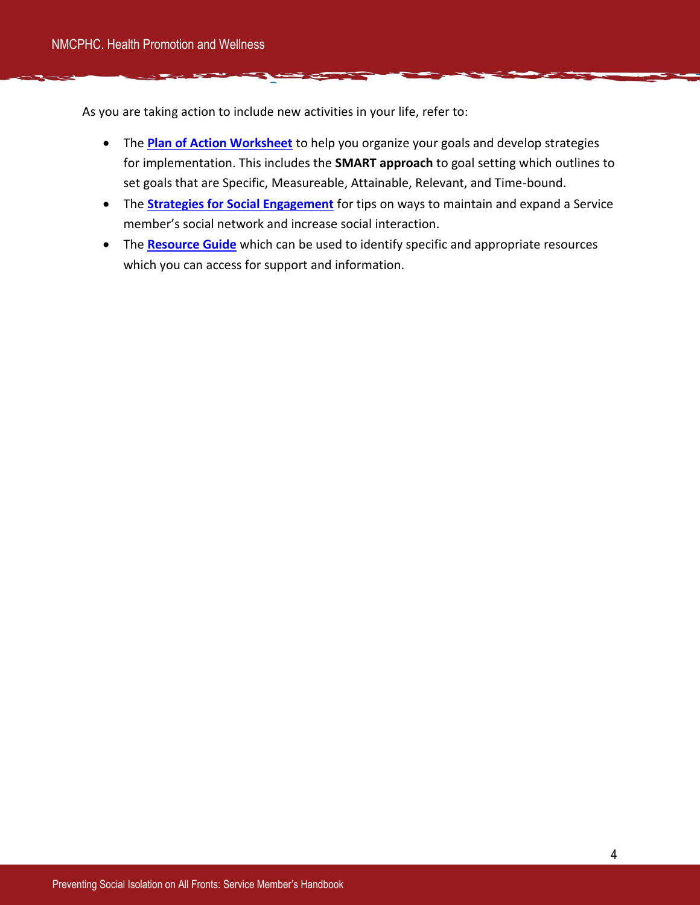As you are taking action to include new activities in your life, refer to:

- The **Plan of Action Worksheet** to help you organize your goals and develop strategies for implementation. This includes the **SMART approach** to goal setting which outlines to set goals that are Specific, Measureable, Attainable, Relevant, and Time-bound.
- The **Strategies for Social Engagement** for tips on ways to maintain and expand a Service member's social network and increase social interaction.
- The **Resource Guide** which can be used to identify specific and appropriate resources which you can access for support and information.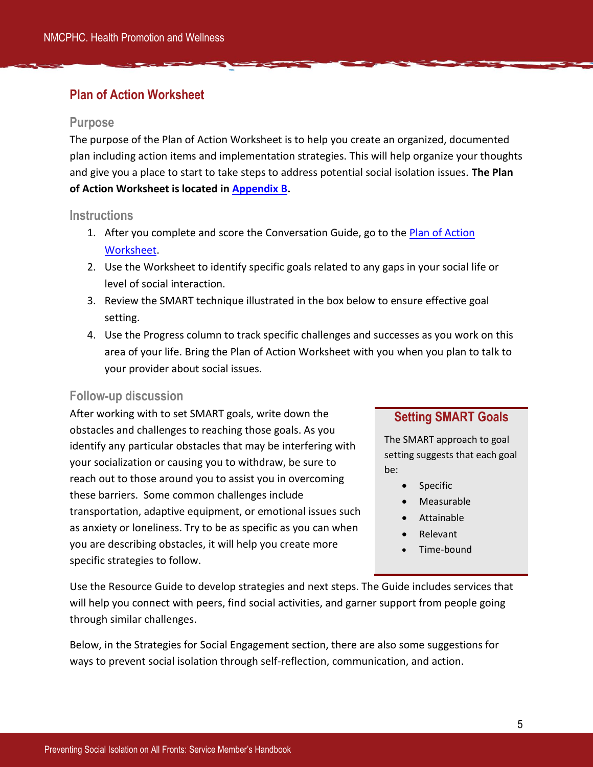## Plan of Action Worksheet

### Purpose

The purpose of the Plan of Action Worksheet is to help you create an organized, documented plan including action items and implementation strategies. This will help organize your thoughts and give you a place to start to take steps to address potential social isolation issues. **The Plan of Action Worksheet is located in Appendix B.**

### Instructions

1. After you complete and score the Conversation Guide, go to the Plan of Action Worksheet.
2. Use the Worksheet to identify specific goals related to any gaps in your social life or level of social interaction.
3. Review the SMART technique illustrated in the box below to ensure effective goal setting.
4. Use the Progress column to track specific challenges and successes as you work on this area of your life. Bring the Plan of Action Worksheet with you when you plan to talk to your provider about social issues.

### Follow-up discussion

After working with to set SMART goals, write down the obstacles and challenges to reaching those goals. As you identify any particular obstacles that may be interfering with your socialization or causing you to withdraw, be sure to reach out to those around you to assist you in overcoming these barriers. Some common challenges include transportation, adaptive equipment, or emotional issues such as anxiety or loneliness. Try to be as specific as you can when you are describing obstacles, it will help you create more specific strategies to follow.

#### Setting SMART Goals

The SMART approach to goal setting suggests that each goal be:

- Specific
- Measurable
- Attainable
- Relevant
- Time-bound

Use the Resource Guide to develop strategies and next steps. The Guide includes services that will help you connect with peers, find social activities, and garner support from people going through similar challenges.

Below, in the Strategies for Social Engagement section, there are also some suggestions for ways to prevent social isolation through self-reflection, communication, and action.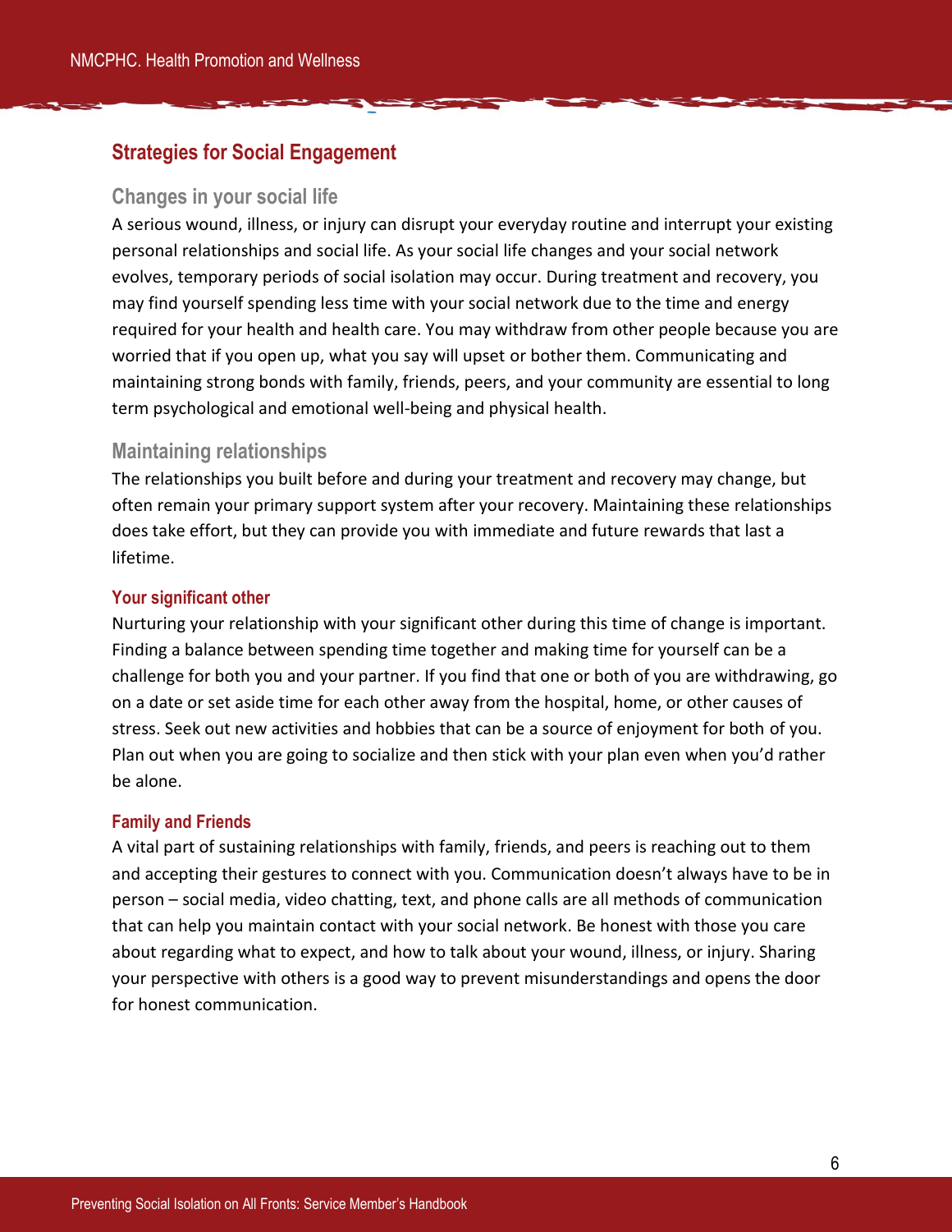## Strategies for Social Engagement

### Changes in your social life

A serious wound, illness, or injury can disrupt your everyday routine and interrupt your existing personal relationships and social life. As your social life changes and your social network evolves, temporary periods of social isolation may occur. During treatment and recovery, you may find yourself spending less time with your social network due to the time and energy required for your health and health care. You may withdraw from other people because you are worried that if you open up, what you say will upset or bother them. Communicating and maintaining strong bonds with family, friends, peers, and your community are essential to long term psychological and emotional well-being and physical health.

### Maintaining relationships

The relationships you built before and during your treatment and recovery may change, but often remain your primary support system after your recovery. Maintaining these relationships does take effort, but they can provide you with immediate and future rewards that last a lifetime.

#### Your significant other

Nurturing your relationship with your significant other during this time of change is important. Finding a balance between spending time together and making time for yourself can be a challenge for both you and your partner. If you find that one or both of you are withdrawing, go on a date or set aside time for each other away from the hospital, home, or other causes of stress. Seek out new activities and hobbies that can be a source of enjoyment for both of you. Plan out when you are going to socialize and then stick with your plan even when you'd rather be alone.

#### Family and Friends

A vital part of sustaining relationships with family, friends, and peers is reaching out to them and accepting their gestures to connect with you. Communication doesn't always have to be in person – social media, video chatting, text, and phone calls are all methods of communication that can help you maintain contact with your social network. Be honest with those you care about regarding what to expect, and how to talk about your wound, illness, or injury. Sharing your perspective with others is a good way to prevent misunderstandings and opens the door for honest communication.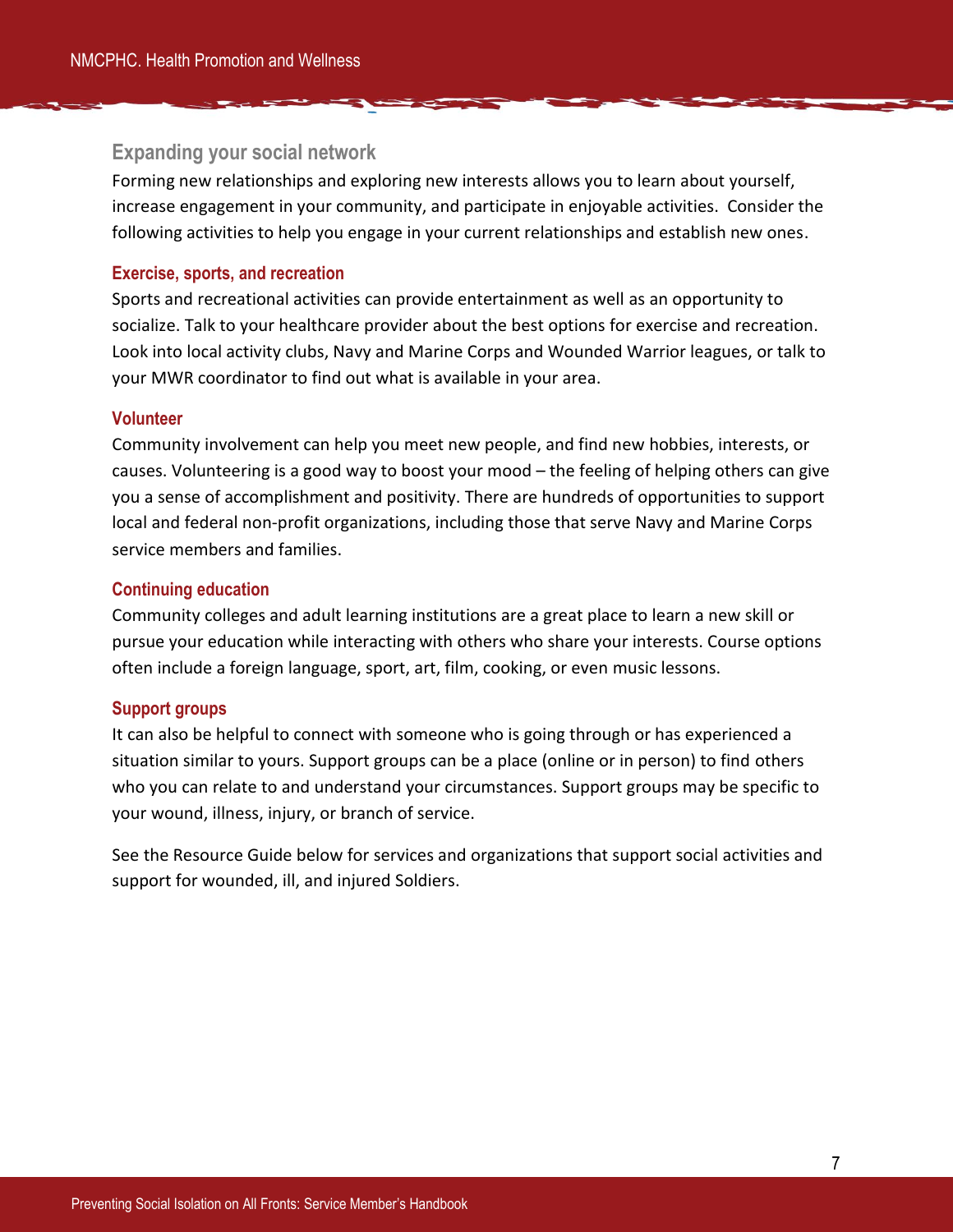## Expanding your social network

Forming new relationships and exploring new interests allows you to learn about yourself, increase engagement in your community, and participate in enjoyable activities.  Consider the following activities to help you engage in your current relationships and establish new ones.

### Exercise, sports, and recreation

Sports and recreational activities can provide entertainment as well as an opportunity to socialize. Talk to your healthcare provider about the best options for exercise and recreation. Look into local activity clubs, Navy and Marine Corps and Wounded Warrior leagues, or talk to your MWR coordinator to find out what is available in your area.

### Volunteer

Community involvement can help you meet new people, and find new hobbies, interests, or causes. Volunteering is a good way to boost your mood – the feeling of helping others can give you a sense of accomplishment and positivity. There are hundreds of opportunities to support local and federal non-profit organizations, including those that serve Navy and Marine Corps service members and families.

### Continuing education

Community colleges and adult learning institutions are a great place to learn a new skill or pursue your education while interacting with others who share your interests. Course options often include a foreign language, sport, art, film, cooking, or even music lessons.

### Support groups

It can also be helpful to connect with someone who is going through or has experienced a situation similar to yours. Support groups can be a place (online or in person) to find others who you can relate to and understand your circumstances. Support groups may be specific to your wound, illness, injury, or branch of service.

See the Resource Guide below for services and organizations that support social activities and support for wounded, ill, and injured Soldiers.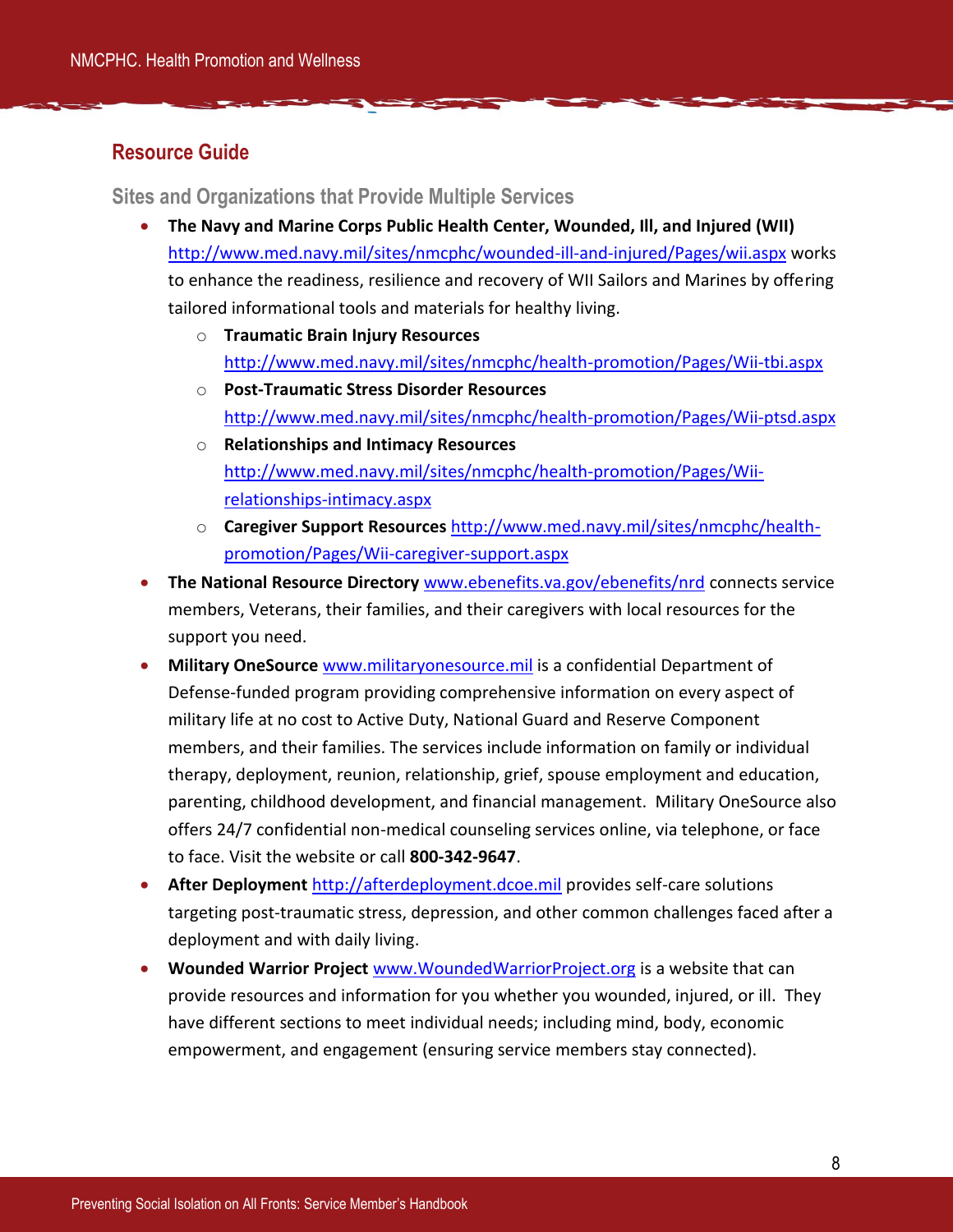## Resource Guide

### Sites and Organizations that Provide Multiple Services

- **The Navy and Marine Corps Public Health Center, Wounded, Ill, and Injured (WII)** http://www.med.navy.mil/sites/nmcphc/wounded-ill-and-injured/Pages/wii.aspx works to enhance the readiness, resilience and recovery of WII Sailors and Marines by offering tailored informational tools and materials for healthy living.
  - **Traumatic Brain Injury Resources** http://www.med.navy.mil/sites/nmcphc/health-promotion/Pages/Wii-tbi.aspx
  - **Post-Traumatic Stress Disorder Resources** http://www.med.navy.mil/sites/nmcphc/health-promotion/Pages/Wii-ptsd.aspx
  - **Relationships and Intimacy Resources** http://www.med.navy.mil/sites/nmcphc/health-promotion/Pages/Wii-relationships-intimacy.aspx
  - **Caregiver Support Resources** http://www.med.navy.mil/sites/nmcphc/health-promotion/Pages/Wii-caregiver-support.aspx
- **The National Resource Directory** www.ebenefits.va.gov/ebenefits/nrd connects service members, Veterans, their families, and their caregivers with local resources for the support you need.
- **Military OneSource** www.militaryonesource.mil is a confidential Department of Defense-funded program providing comprehensive information on every aspect of military life at no cost to Active Duty, National Guard and Reserve Component members, and their families. The services include information on family or individual therapy, deployment, reunion, relationship, grief, spouse employment and education, parenting, childhood development, and financial management. Military OneSource also offers 24/7 confidential non-medical counseling services online, via telephone, or face to face. Visit the website or call **800-342-9647**.
- **After Deployment** http://afterdeployment.dcoe.mil provides self-care solutions targeting post-traumatic stress, depression, and other common challenges faced after a deployment and with daily living.
- **Wounded Warrior Project** www.WoundedWarriorProject.org is a website that can provide resources and information for you whether you wounded, injured, or ill. They have different sections to meet individual needs; including mind, body, economic empowerment, and engagement (ensuring service members stay connected).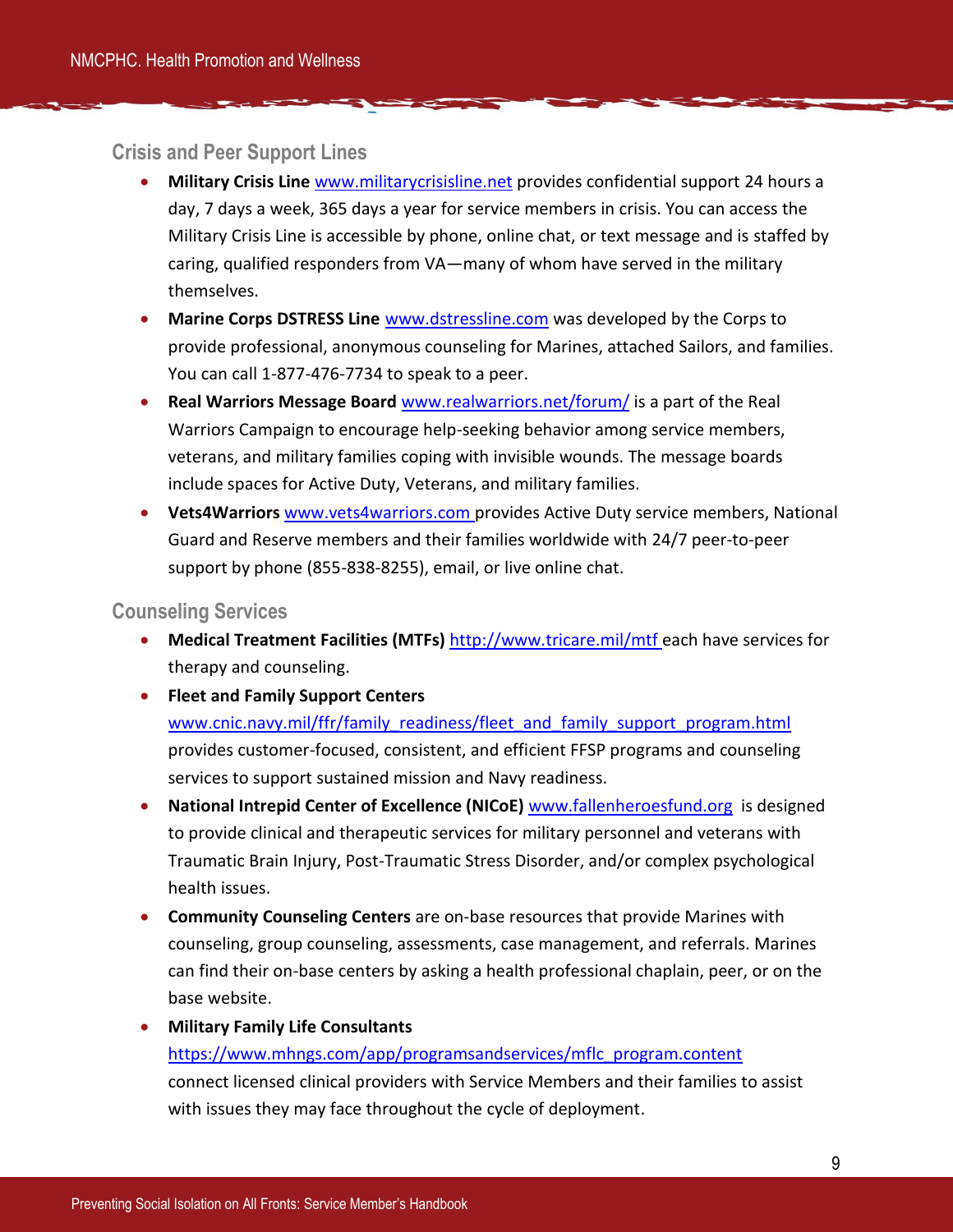## Crisis and Peer Support Lines

- **Military Crisis Line** www.militarycrisisline.net provides confidential support 24 hours a day, 7 days a week, 365 days a year for service members in crisis. You can access the Military Crisis Line is accessible by phone, online chat, or text message and is staffed by caring, qualified responders from VA—many of whom have served in the military themselves.
- **Marine Corps DSTRESS Line** www.dstressline.com was developed by the Corps to provide professional, anonymous counseling for Marines, attached Sailors, and families. You can call 1-877-476-7734 to speak to a peer.
- **Real Warriors Message Board** www.realwarriors.net/forum/ is a part of the Real Warriors Campaign to encourage help-seeking behavior among service members, veterans, and military families coping with invisible wounds. The message boards include spaces for Active Duty, Veterans, and military families.
- **Vets4Warriors** www.vets4warriors.com provides Active Duty service members, National Guard and Reserve members and their families worldwide with 24/7 peer-to-peer support by phone (855-838-8255), email, or live online chat.

## Counseling Services

- **Medical Treatment Facilities (MTFs)** http://www.tricare.mil/mtf each have services for therapy and counseling.
- **Fleet and Family Support Centers** www.cnic.navy.mil/ffr/family_readiness/fleet_and_family_support_program.html provides customer-focused, consistent, and efficient FFSP programs and counseling services to support sustained mission and Navy readiness.
- **National Intrepid Center of Excellence (NICoE)** www.fallenheroesfund.org is designed to provide clinical and therapeutic services for military personnel and veterans with Traumatic Brain Injury, Post-Traumatic Stress Disorder, and/or complex psychological health issues.
- **Community Counseling Centers** are on-base resources that provide Marines with counseling, group counseling, assessments, case management, and referrals. Marines can find their on-base centers by asking a health professional chaplain, peer, or on the base website.
- **Military Family Life Consultants** https://www.mhngs.com/app/programsandservices/mflc_program.content connect licensed clinical providers with Service Members and their families to assist with issues they may face throughout the cycle of deployment.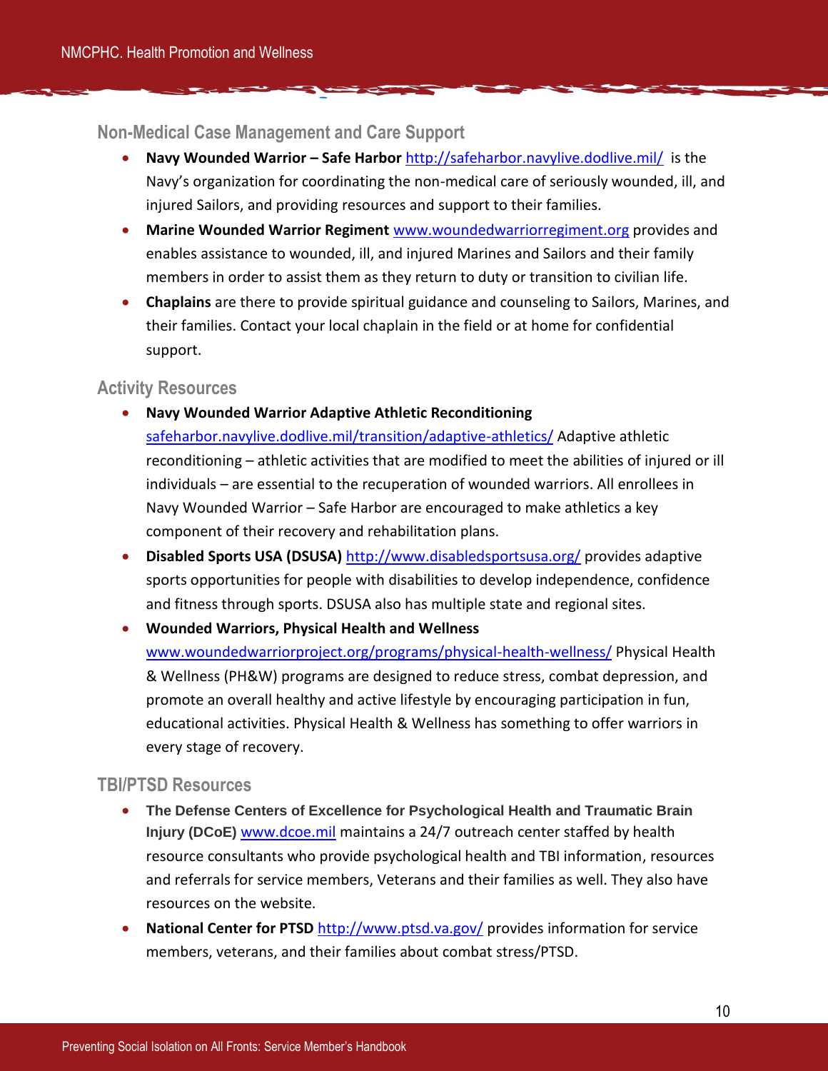## Non-Medical Case Management and Care Support

- **Navy Wounded Warrior – Safe Harbor** http://safeharbor.navylive.dodlive.mil/ is the Navy's organization for coordinating the non-medical care of seriously wounded, ill, and injured Sailors, and providing resources and support to their families.
- **Marine Wounded Warrior Regiment** www.woundedwarriorregiment.org provides and enables assistance to wounded, ill, and injured Marines and Sailors and their family members in order to assist them as they return to duty or transition to civilian life.
- **Chaplains** are there to provide spiritual guidance and counseling to Sailors, Marines, and their families. Contact your local chaplain in the field or at home for confidential support.

## Activity Resources

- **Navy Wounded Warrior Adaptive Athletic Reconditioning** safeharbor.navylive.dodlive.mil/transition/adaptive-athletics/ Adaptive athletic reconditioning – athletic activities that are modified to meet the abilities of injured or ill individuals – are essential to the recuperation of wounded warriors. All enrollees in Navy Wounded Warrior – Safe Harbor are encouraged to make athletics a key component of their recovery and rehabilitation plans.
- **Disabled Sports USA (DSUSA)** http://www.disabledsportsusa.org/ provides adaptive sports opportunities for people with disabilities to develop independence, confidence and fitness through sports. DSUSA also has multiple state and regional sites.
- **Wounded Warriors, Physical Health and Wellness** www.woundedwarriorproject.org/programs/physical-health-wellness/ Physical Health & Wellness (PH&W) programs are designed to reduce stress, combat depression, and promote an overall healthy and active lifestyle by encouraging participation in fun, educational activities. Physical Health & Wellness has something to offer warriors in every stage of recovery.

## TBI/PTSD Resources

- **The Defense Centers of Excellence for Psychological Health and Traumatic Brain Injury (DCoE)** www.dcoe.mil maintains a 24/7 outreach center staffed by health resource consultants who provide psychological health and TBI information, resources and referrals for service members, Veterans and their families as well. They also have resources on the website.
- **National Center for PTSD** http://www.ptsd.va.gov/ provides information for service members, veterans, and their families about combat stress/PTSD.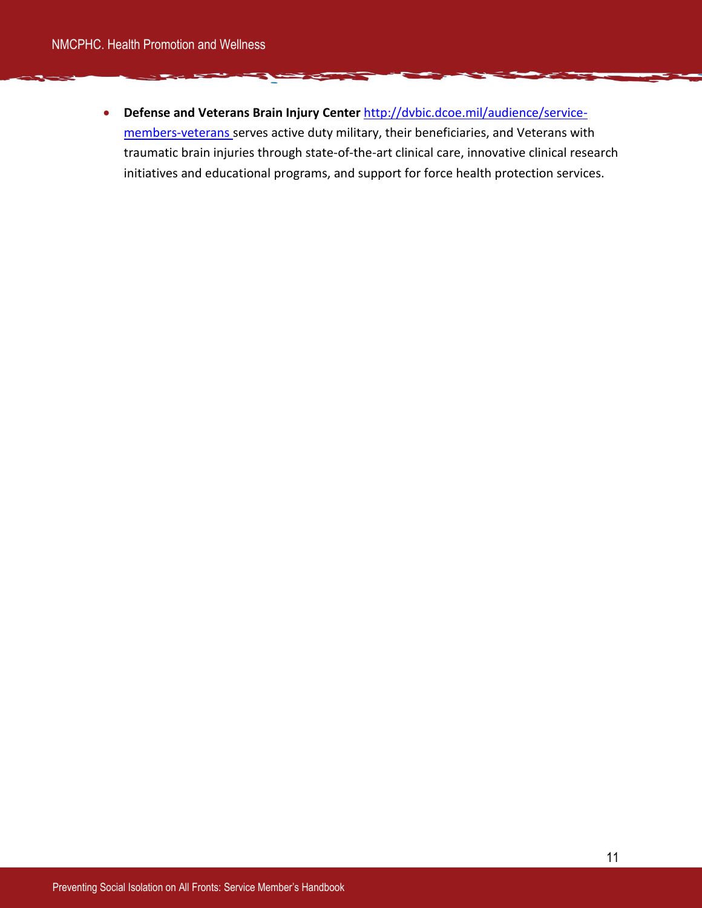- **Defense and Veterans Brain Injury Center** [http://dvbic.dcoe.mil/audience/service-members-veterans](http://dvbic.dcoe.mil/audience/service-members-veterans) serves active duty military, their beneficiaries, and Veterans with traumatic brain injuries through state-of-the-art clinical care, innovative clinical research initiatives and educational programs, and support for force health protection services.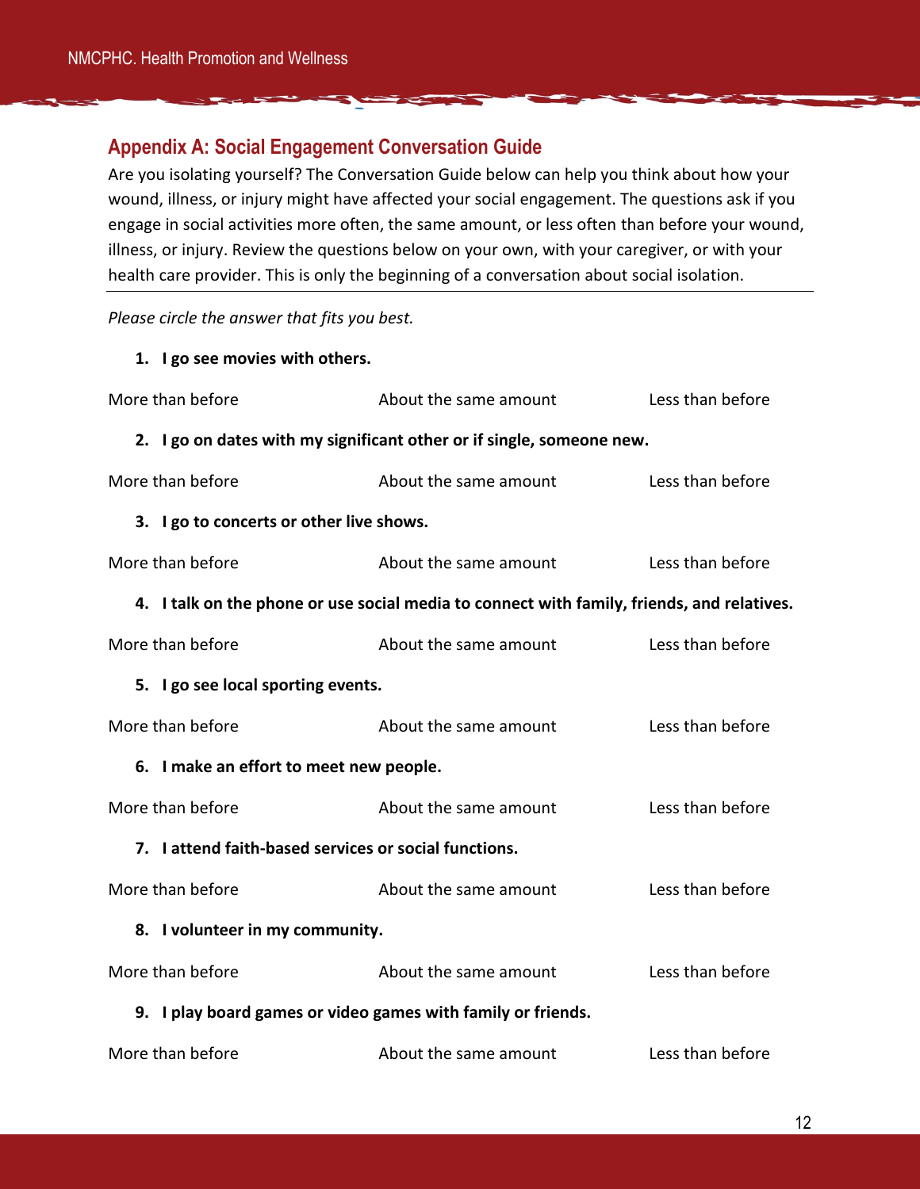## Appendix A: Social Engagement Conversation Guide

Are you isolating yourself? The Conversation Guide below can help you think about how your wound, illness, or injury might have affected your social engagement. The questions ask if you engage in social activities more often, the same amount, or less often than before your wound, illness, or injury. Review the questions below on your own, with your caregiver, or with your health care provider. This is only the beginning of a conversation about social isolation.

---

*Please circle the answer that fits you best.*

1. **I go see movies with others.**

More than before | About the same amount | Less than before

2. **I go on dates with my significant other or if single, someone new.**

More than before | About the same amount | Less than before

3. **I go to concerts or other live shows.**

More than before | About the same amount | Less than before

4. **I talk on the phone or use social media to connect with family, friends, and relatives.**

More than before | About the same amount | Less than before

5. **I go see local sporting events.**

More than before | About the same amount | Less than before

6. **I make an effort to meet new people.**

More than before | About the same amount | Less than before

7. **I attend faith-based services or social functions.**

More than before | About the same amount | Less than before

8. **I volunteer in my community.**

More than before | About the same amount | Less than before

9. **I play board games or video games with family or friends.**

More than before | About the same amount | Less than before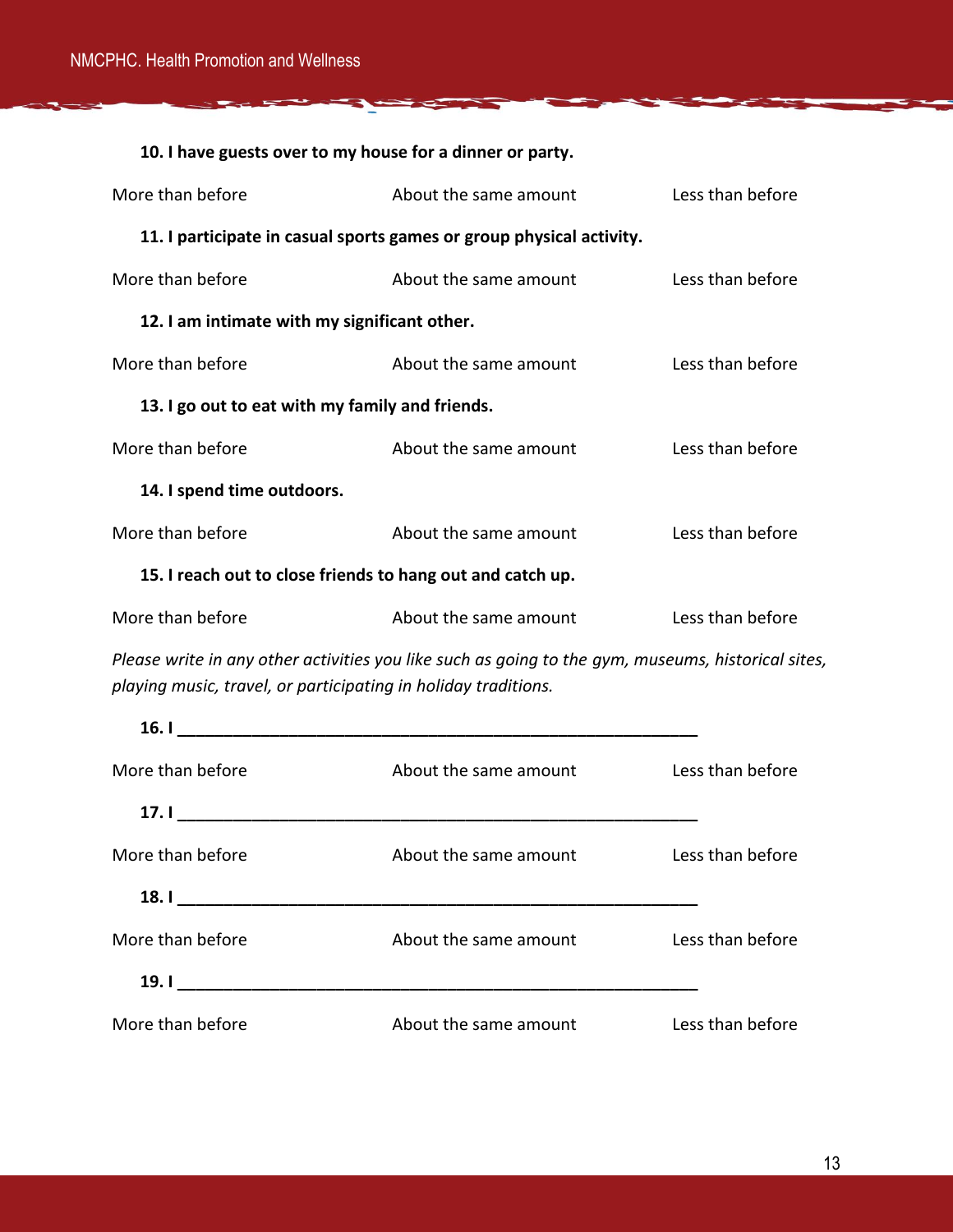**10. I have guests over to my house for a dinner or party.**

More than before | About the same amount | Less than before

**11. I participate in casual sports games or group physical activity.**

More than before | About the same amount | Less than before

**12. I am intimate with my significant other.**

More than before | About the same amount | Less than before

**13. I go out to eat with my family and friends.**

More than before | About the same amount | Less than before

**14. I spend time outdoors.**

More than before | About the same amount | Less than before

**15. I reach out to close friends to hang out and catch up.**

More than before | About the same amount | Less than before

*Please write in any other activities you like such as going to the gym, museums, historical sites, playing music, travel, or participating in holiday traditions.*

**16. I ___________________________________________________________**

More than before | About the same amount | Less than before

**17. I ___________________________________________________________**

More than before | About the same amount | Less than before

**18. I ___________________________________________________________**

More than before | About the same amount | Less than before

**19. I ___________________________________________________________**

More than before | About the same amount | Less than before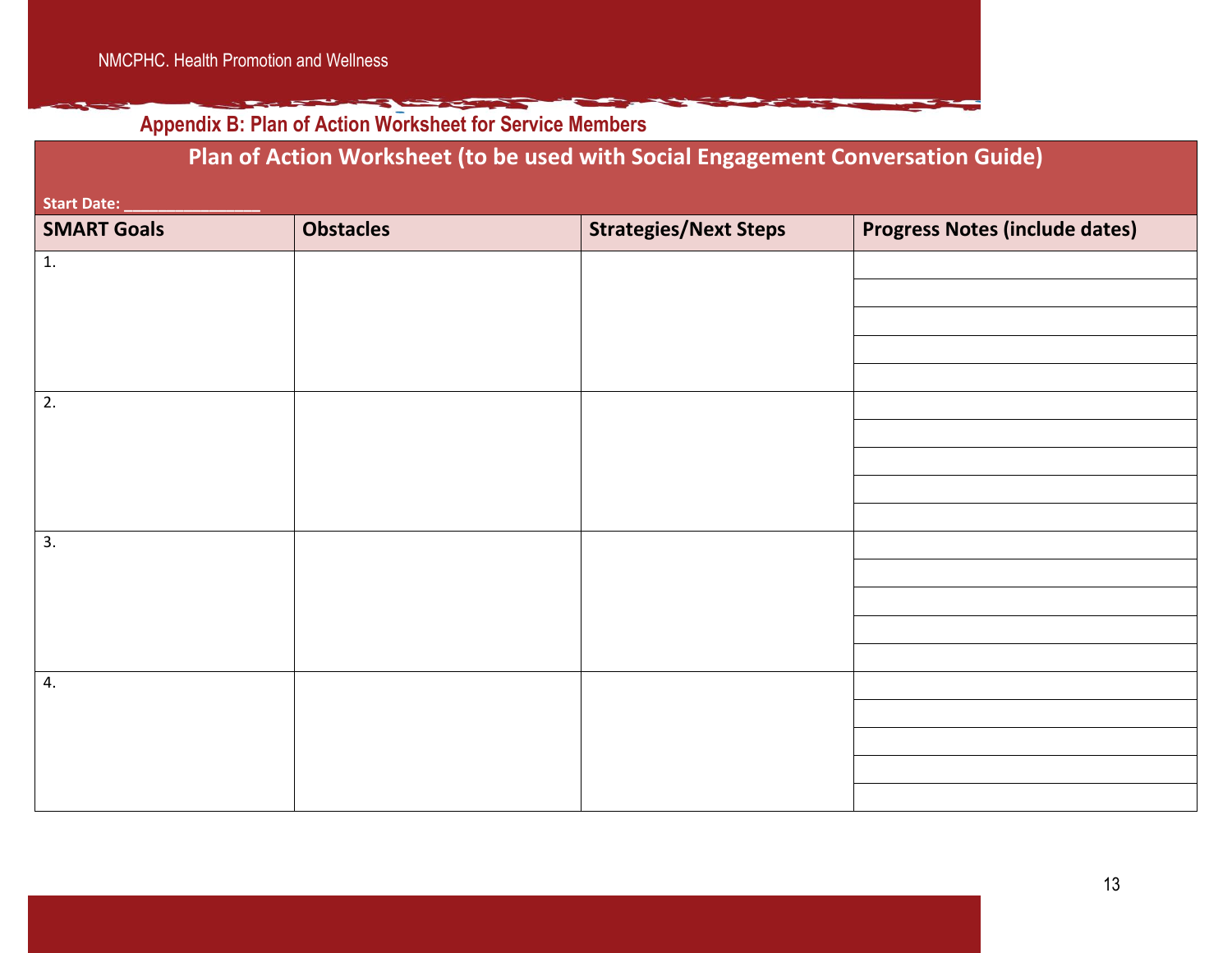## Appendix B: Plan of Action Worksheet for Service Members

**Plan of Action Worksheet (to be used with Social Engagement Conversation Guide)**

**Start Date: _______________**

| SMART Goals | Obstacles | Strategies/Next Steps | Progress Notes (include dates) |
|---|---|---|---|
| 1. | | | |
| 2. | | | |
| 3. | | | |
| 4. | | | |